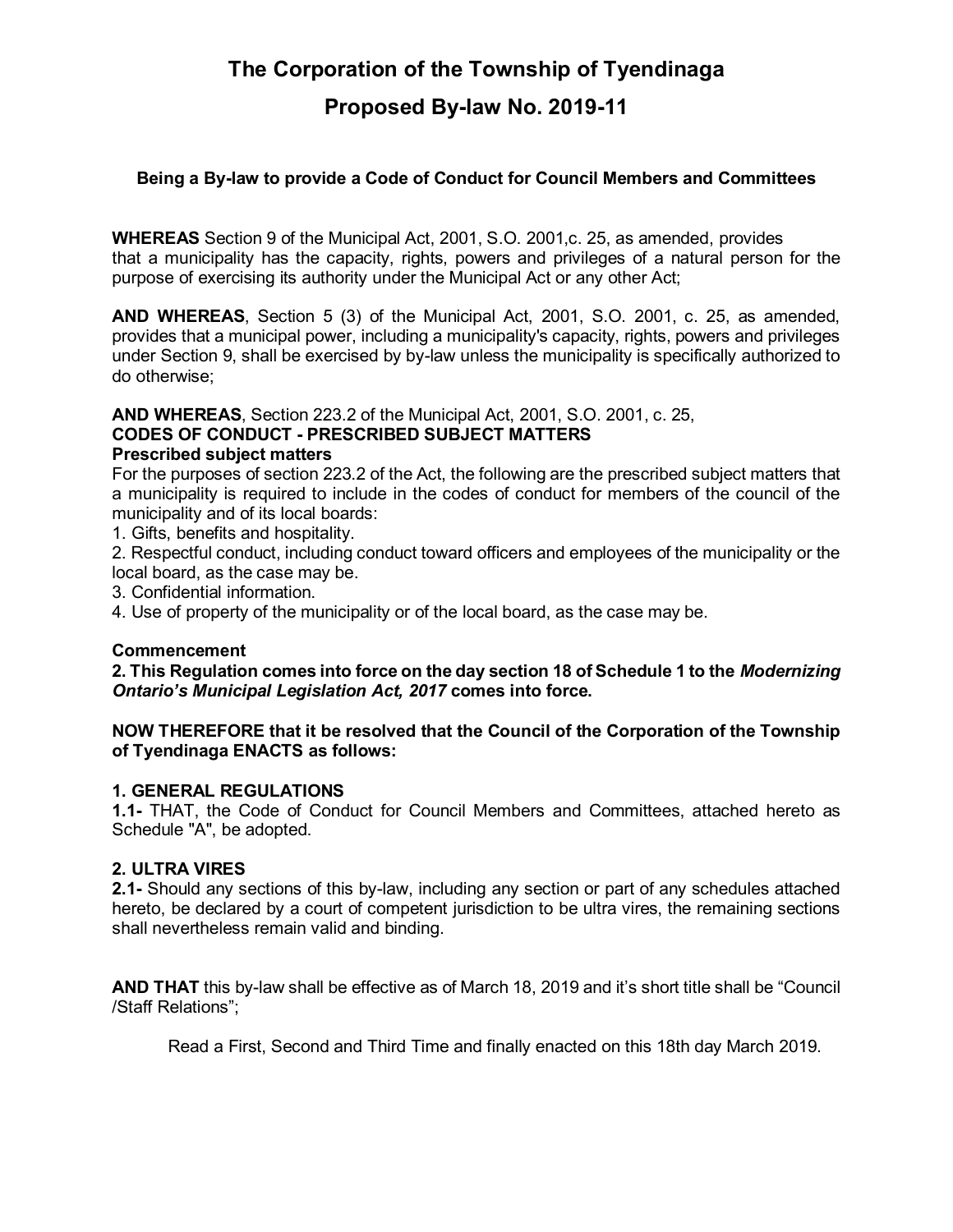# The Corporation of the Township of Tyendinaga

# Proposed By-law No. 2019-11

### Being a By-law to provide a Code of Conduct for Council Members and Committees

**WHEREAS** Section 9 of the Municipal Act, 2001, S.O. 2001,c. 25, as amended, provides that a municipality has the capacity, rights, powers and privileges of a natural person for the purpose of exercising its authority under the Municipal Act or any other Act;

**AND WHEREAS**, Section 5 (3) of the Municipal Act, 2001, S.O. 2001, c. 25, as amended, provides that a municipal power, including a municipality's capacity, rights, powers and privileges under Section 9, shall be exercised by by-law unless the municipality is specifically authorized to do otherwise;

**AND WHEREAS**, Section 223.2 of the Municipal Act, 2001, S.O. 2001, c. 25,
**CODES OF CONDUCT - PRESCRIBED SUBJECT MATTERS**
**Prescribed subject matters**
For the purposes of section 223.2 of the Act, the following are the prescribed subject matters that a municipality is required to include in the codes of conduct for members of the council of the municipality and of its local boards:
1. Gifts, benefits and hospitality.
2. Respectful conduct, including conduct toward officers and employees of the municipality or the local board, as the case may be.
3. Confidential information.
4. Use of property of the municipality or of the local board, as the case may be.

**Commencement**
**2. This Regulation comes into force on the day section 18 of Schedule 1 to the *Modernizing Ontario's Municipal Legislation Act, 2017* comes into force.**

**NOW THEREFORE that it be resolved that the Council of the Corporation of the Township of Tyendinaga ENACTS as follows:**

**1. GENERAL REGULATIONS**
**1.1-** THAT, the Code of Conduct for Council Members and Committees, attached hereto as Schedule "A", be adopted.

**2. ULTRA VIRES**
**2.1-** Should any sections of this by-law, including any section or part of any schedules attached hereto, be declared by a court of competent jurisdiction to be ultra vires, the remaining sections shall nevertheless remain valid and binding.

**AND THAT** this by-law shall be effective as of March 18, 2019 and it's short title shall be "Council /Staff Relations";

Read a First, Second and Third Time and finally enacted on this 18th day March 2019.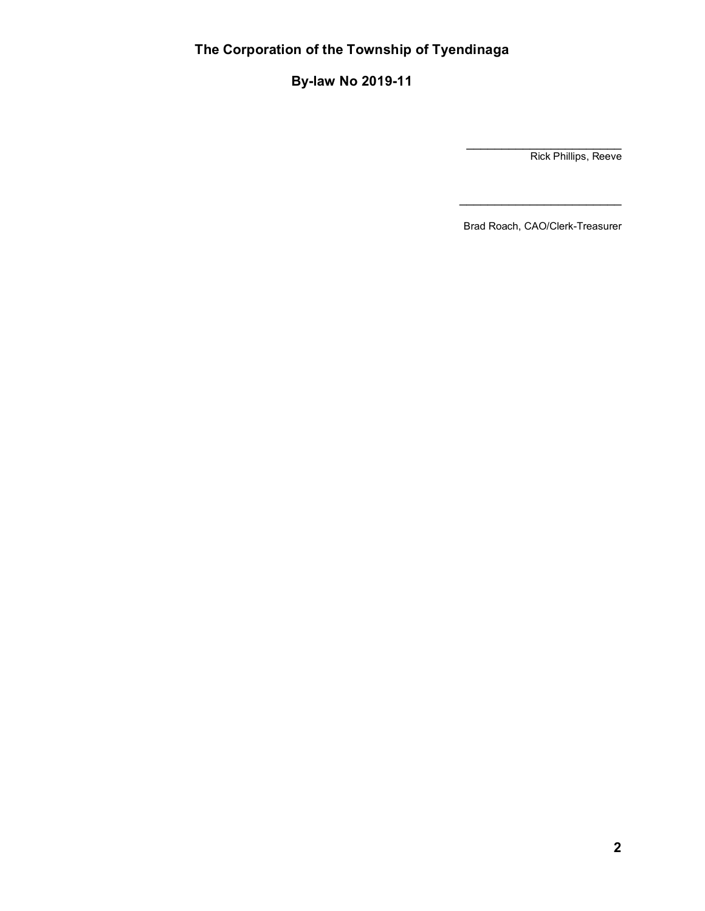**The Corporation of the Township of Tyendinaga**

**By-law No 2019-11**

\_\_\_\_\_\_\_\_\_\_\_\_\_\_\_\_\_\_\_\_\_\_\_\_\_\_\_
Rick Phillips, Reeve

\_\_\_\_\_\_\_\_\_\_\_\_\_\_\_\_\_\_\_\_\_\_\_\_\_\_\_
Brad Roach, CAO/Clerk-Treasurer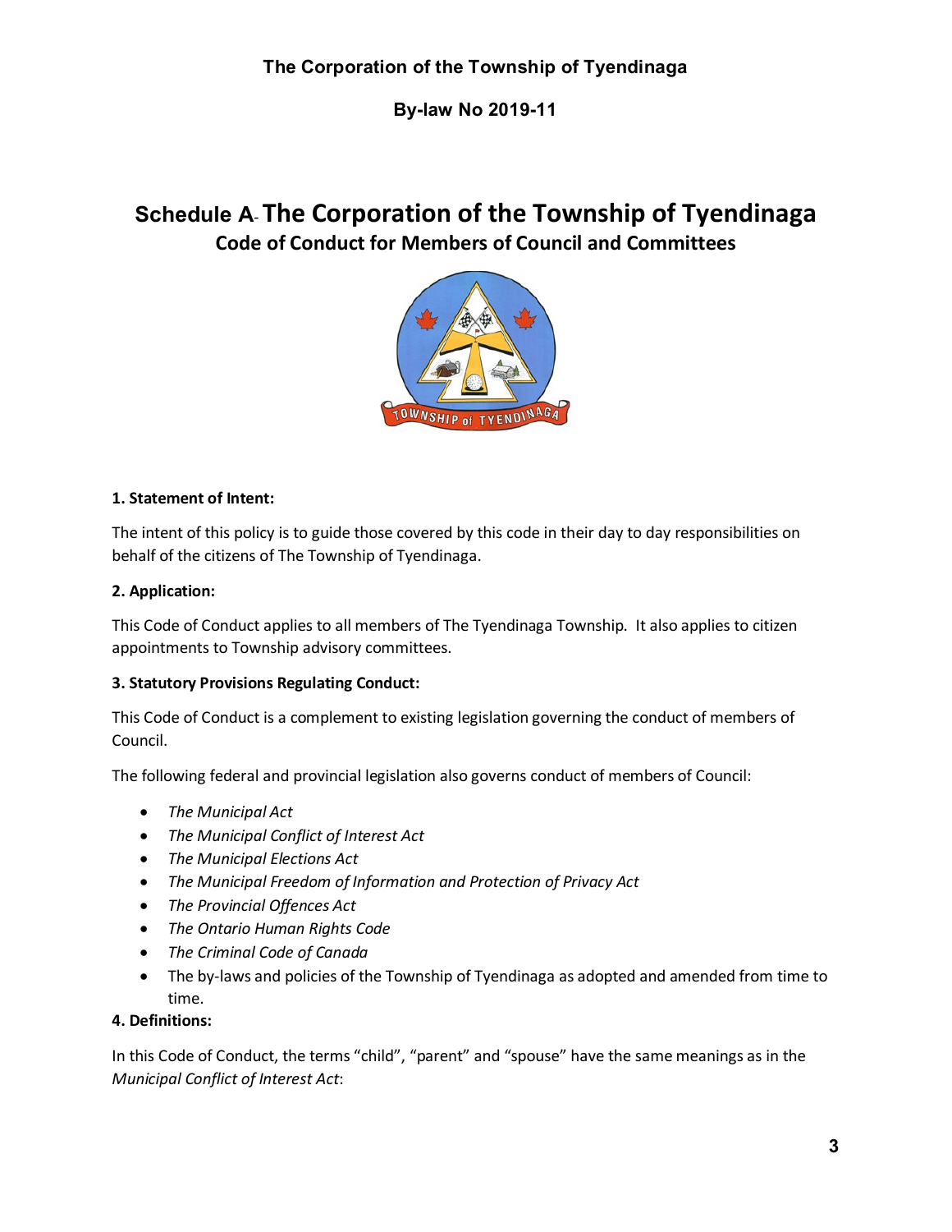**The Corporation of the Township of Tyendinaga**

**By-law No 2019-11**

# Schedule A- The Corporation of the Township of Tyendinaga

## Code of Conduct for Members of Council and Committees

### 1. Statement of Intent:

The intent of this policy is to guide those covered by this code in their day to day responsibilities on behalf of the citizens of The Township of Tyendinaga.

### 2. Application:

This Code of Conduct applies to all members of The Tyendinaga Township. It also applies to citizen appointments to Township advisory committees.

### 3. Statutory Provisions Regulating Conduct:

This Code of Conduct is a complement to existing legislation governing the conduct of members of Council.

The following federal and provincial legislation also governs conduct of members of Council:

- *The Municipal Act*
- *The Municipal Conflict of Interest Act*
- *The Municipal Elections Act*
- *The Municipal Freedom of Information and Protection of Privacy Act*
- *The Provincial Offences Act*
- *The Ontario Human Rights Code*
- *The Criminal Code of Canada*
- The by-laws and policies of the Township of Tyendinaga as adopted and amended from time to time.

### 4. Definitions:

In this Code of Conduct, the terms "child", "parent" and "spouse" have the same meanings as in the *Municipal Conflict of Interest Act*: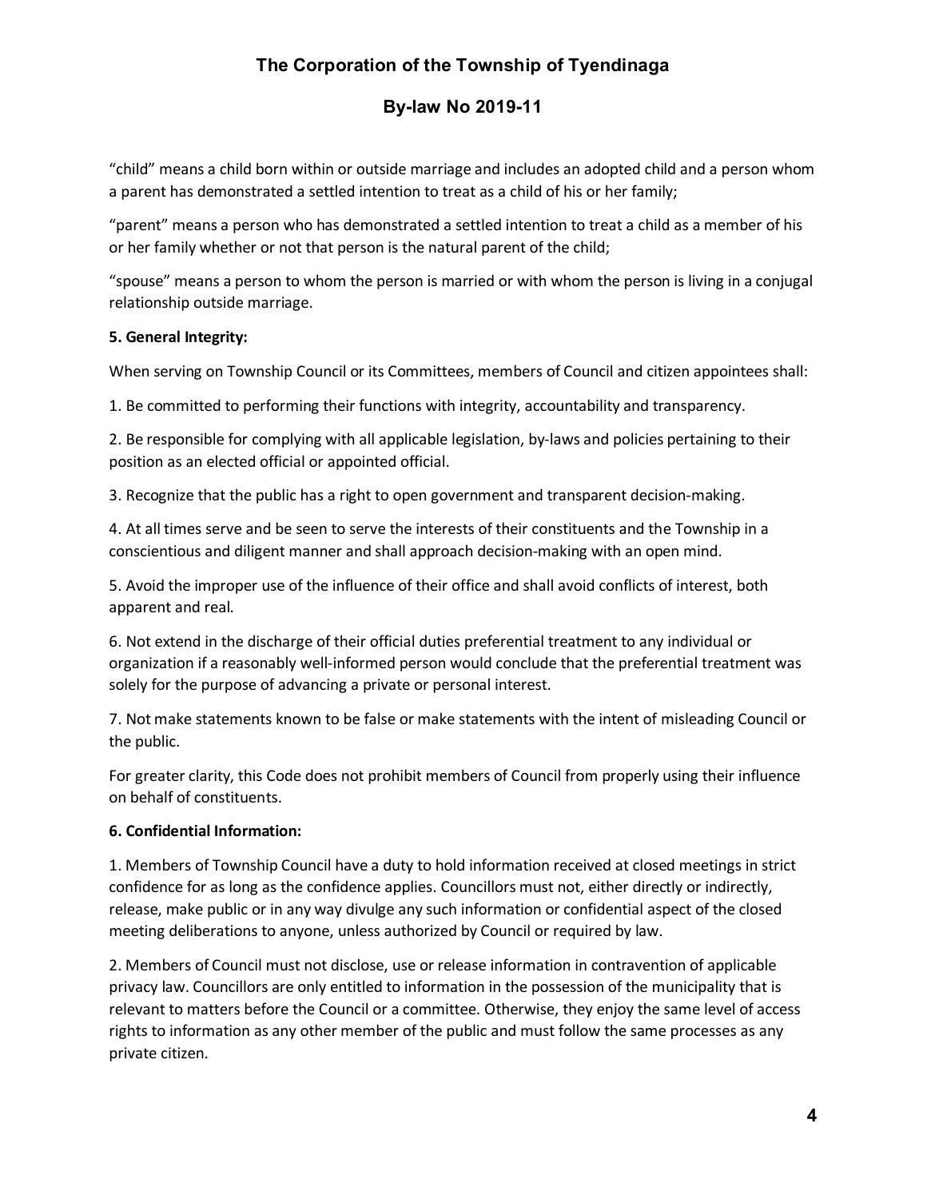“child” means a child born within or outside marriage and includes an adopted child and a person whom a parent has demonstrated a settled intention to treat as a child of his or her family;

“parent” means a person who has demonstrated a settled intention to treat a child as a member of his or her family whether or not that person is the natural parent of the child;

“spouse” means a person to whom the person is married or with whom the person is living in a conjugal relationship outside marriage.

**5. General Integrity:**

When serving on Township Council or its Committees, members of Council and citizen appointees shall:

1. Be committed to performing their functions with integrity, accountability and transparency.

2. Be responsible for complying with all applicable legislation, by-laws and policies pertaining to their position as an elected official or appointed official.

3. Recognize that the public has a right to open government and transparent decision-making.

4. At all times serve and be seen to serve the interests of their constituents and the Township in a conscientious and diligent manner and shall approach decision-making with an open mind.

5. Avoid the improper use of the influence of their office and shall avoid conflicts of interest, both apparent and real.

6. Not extend in the discharge of their official duties preferential treatment to any individual or organization if a reasonably well-informed person would conclude that the preferential treatment was solely for the purpose of advancing a private or personal interest.

7. Not make statements known to be false or make statements with the intent of misleading Council or the public.

For greater clarity, this Code does not prohibit members of Council from properly using their influence on behalf of constituents.

**6. Confidential Information:**

1. Members of Township Council have a duty to hold information received at closed meetings in strict confidence for as long as the confidence applies. Councillors must not, either directly or indirectly, release, make public or in any way divulge any such information or confidential aspect of the closed meeting deliberations to anyone, unless authorized by Council or required by law.

2. Members of Council must not disclose, use or release information in contravention of applicable privacy law. Councillors are only entitled to information in the possession of the municipality that is relevant to matters before the Council or a committee. Otherwise, they enjoy the same level of access rights to information as any other member of the public and must follow the same processes as any private citizen.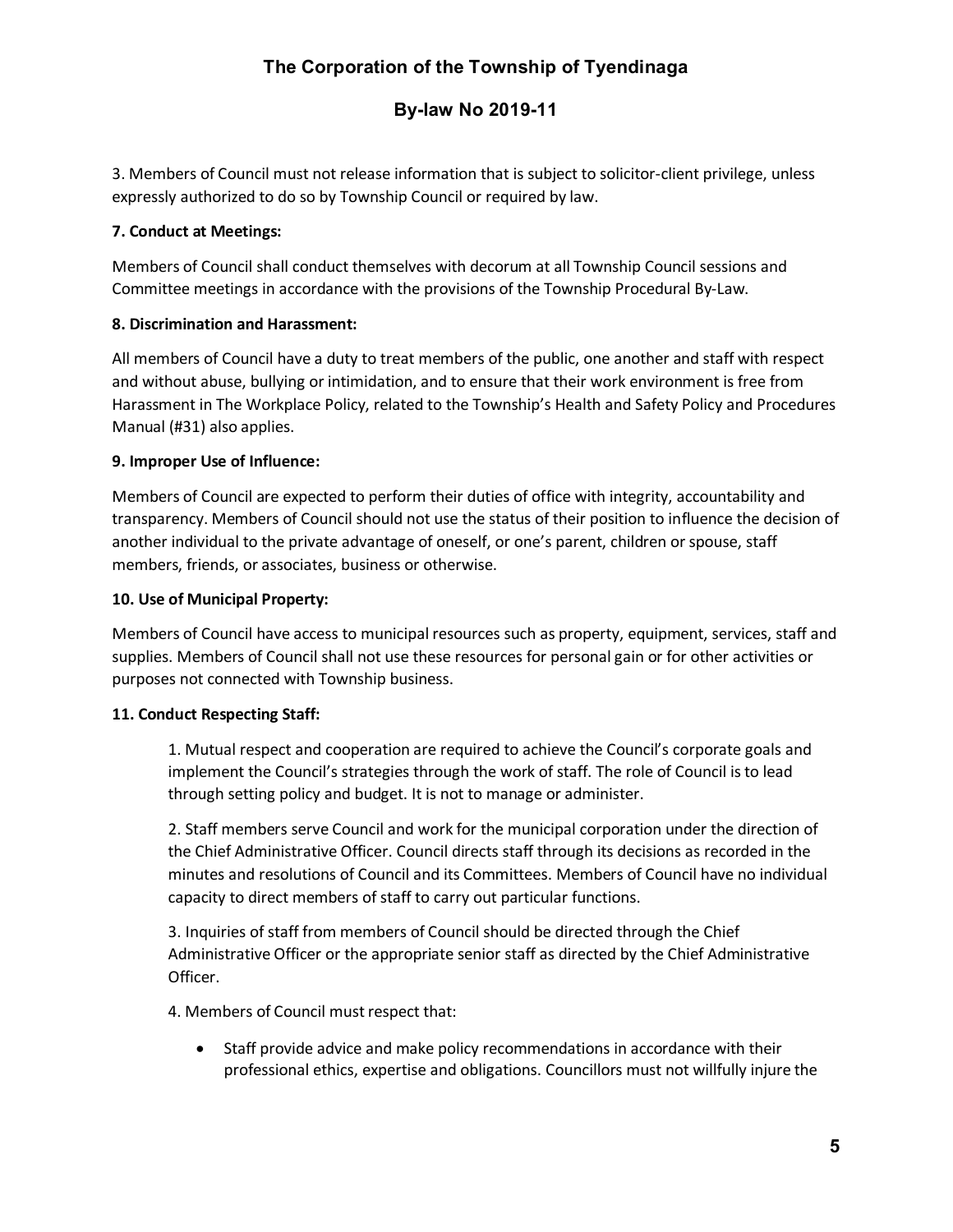3. Members of Council must not release information that is subject to solicitor-client privilege, unless expressly authorized to do so by Township Council or required by law.

**7. Conduct at Meetings:**

Members of Council shall conduct themselves with decorum at all Township Council sessions and Committee meetings in accordance with the provisions of the Township Procedural By-Law.

**8. Discrimination and Harassment:**

All members of Council have a duty to treat members of the public, one another and staff with respect and without abuse, bullying or intimidation, and to ensure that their work environment is free from Harassment in The Workplace Policy, related to the Township's Health and Safety Policy and Procedures Manual (#31) also applies.

**9. Improper Use of Influence:**

Members of Council are expected to perform their duties of office with integrity, accountability and transparency. Members of Council should not use the status of their position to influence the decision of another individual to the private advantage of oneself, or one's parent, children or spouse, staff members, friends, or associates, business or otherwise.

**10. Use of Municipal Property:**

Members of Council have access to municipal resources such as property, equipment, services, staff and supplies. Members of Council shall not use these resources for personal gain or for other activities or purposes not connected with Township business.

**11. Conduct Respecting Staff:**

1. Mutual respect and cooperation are required to achieve the Council's corporate goals and implement the Council's strategies through the work of staff. The role of Council is to lead through setting policy and budget. It is not to manage or administer.

2. Staff members serve Council and work for the municipal corporation under the direction of the Chief Administrative Officer. Council directs staff through its decisions as recorded in the minutes and resolutions of Council and its Committees. Members of Council have no individual capacity to direct members of staff to carry out particular functions.

3. Inquiries of staff from members of Council should be directed through the Chief Administrative Officer or the appropriate senior staff as directed by the Chief Administrative Officer.

4. Members of Council must respect that:

- Staff provide advice and make policy recommendations in accordance with their professional ethics, expertise and obligations. Councillors must not willfully injure the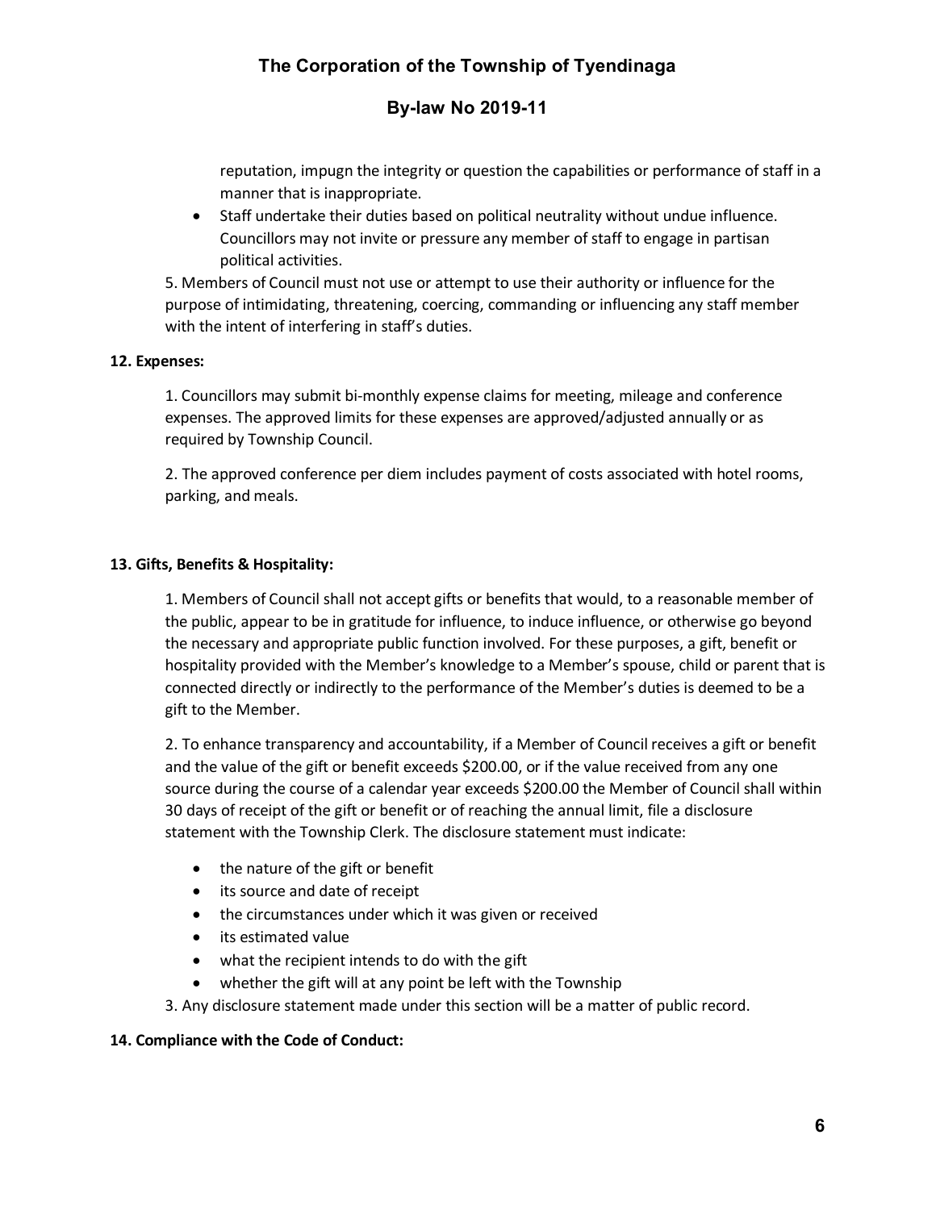reputation, impugn the integrity or question the capabilities or performance of staff in a manner that is inappropriate.

- Staff undertake their duties based on political neutrality without undue influence. Councillors may not invite or pressure any member of staff to engage in partisan political activities.

5. Members of Council must not use or attempt to use their authority or influence for the purpose of intimidating, threatening, coercing, commanding or influencing any staff member with the intent of interfering in staff's duties.

**12. Expenses:**

1. Councillors may submit bi-monthly expense claims for meeting, mileage and conference expenses. The approved limits for these expenses are approved/adjusted annually or as required by Township Council.

2. The approved conference per diem includes payment of costs associated with hotel rooms, parking, and meals.

**13. Gifts, Benefits & Hospitality:**

1. Members of Council shall not accept gifts or benefits that would, to a reasonable member of the public, appear to be in gratitude for influence, to induce influence, or otherwise go beyond the necessary and appropriate public function involved. For these purposes, a gift, benefit or hospitality provided with the Member's knowledge to a Member's spouse, child or parent that is connected directly or indirectly to the performance of the Member's duties is deemed to be a gift to the Member.

2. To enhance transparency and accountability, if a Member of Council receives a gift or benefit and the value of the gift or benefit exceeds $200.00, or if the value received from any one source during the course of a calendar year exceeds $200.00 the Member of Council shall within 30 days of receipt of the gift or benefit or of reaching the annual limit, file a disclosure statement with the Township Clerk. The disclosure statement must indicate:

- the nature of the gift or benefit
- its source and date of receipt
- the circumstances under which it was given or received
- its estimated value
- what the recipient intends to do with the gift
- whether the gift will at any point be left with the Township

3. Any disclosure statement made under this section will be a matter of public record.

**14. Compliance with the Code of Conduct:**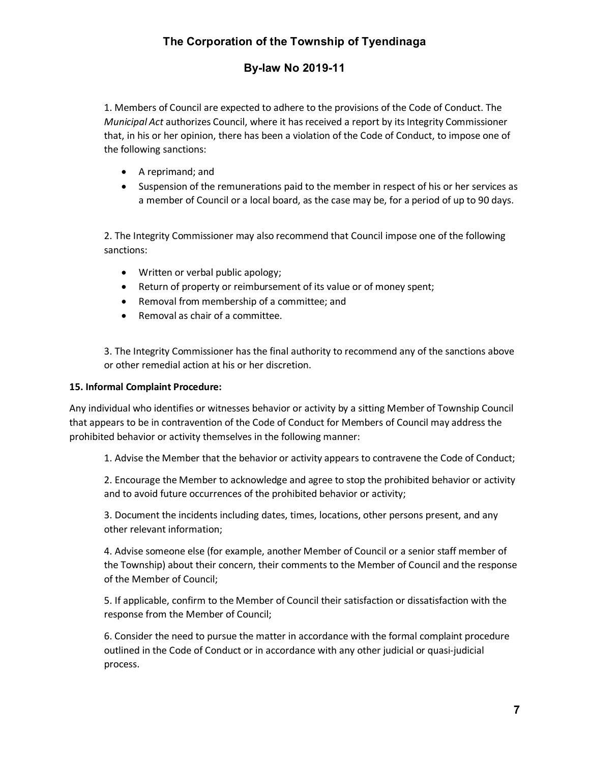1. Members of Council are expected to adhere to the provisions of the Code of Conduct. The *Municipal Act* authorizes Council, where it has received a report by its Integrity Commissioner that, in his or her opinion, there has been a violation of the Code of Conduct, to impose one of the following sanctions:

- A reprimand; and
- Suspension of the remunerations paid to the member in respect of his or her services as a member of Council or a local board, as the case may be, for a period of up to 90 days.

2. The Integrity Commissioner may also recommend that Council impose one of the following sanctions:

- Written or verbal public apology;
- Return of property or reimbursement of its value or of money spent;
- Removal from membership of a committee; and
- Removal as chair of a committee.

3. The Integrity Commissioner has the final authority to recommend any of the sanctions above or other remedial action at his or her discretion.

**15. Informal Complaint Procedure:**

Any individual who identifies or witnesses behavior or activity by a sitting Member of Township Council that appears to be in contravention of the Code of Conduct for Members of Council may address the prohibited behavior or activity themselves in the following manner:

1. Advise the Member that the behavior or activity appears to contravene the Code of Conduct;

2. Encourage the Member to acknowledge and agree to stop the prohibited behavior or activity and to avoid future occurrences of the prohibited behavior or activity;

3. Document the incidents including dates, times, locations, other persons present, and any other relevant information;

4. Advise someone else (for example, another Member of Council or a senior staff member of the Township) about their concern, their comments to the Member of Council and the response of the Member of Council;

5. If applicable, confirm to the Member of Council their satisfaction or dissatisfaction with the response from the Member of Council;

6. Consider the need to pursue the matter in accordance with the formal complaint procedure outlined in the Code of Conduct or in accordance with any other judicial or quasi-judicial process.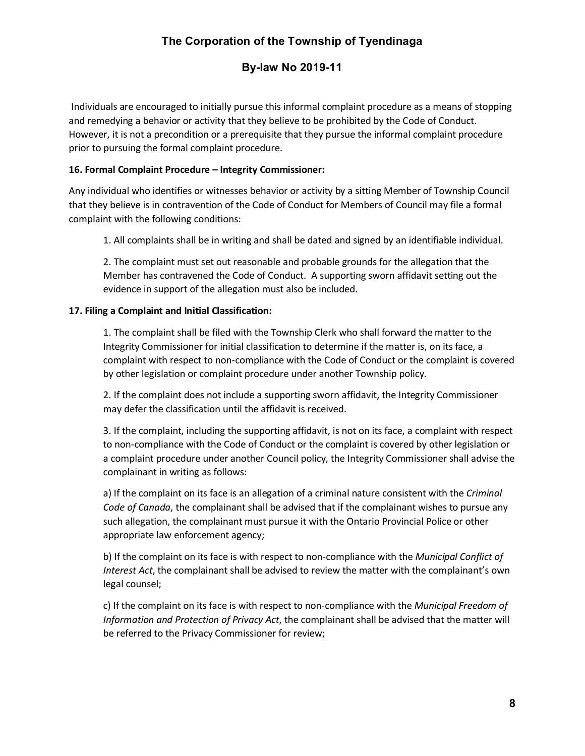Individuals are encouraged to initially pursue this informal complaint procedure as a means of stopping and remedying a behavior or activity that they believe to be prohibited by the Code of Conduct. However, it is not a precondition or a prerequisite that they pursue the informal complaint procedure prior to pursuing the formal complaint procedure.

**16. Formal Complaint Procedure – Integrity Commissioner:**

Any individual who identifies or witnesses behavior or activity by a sitting Member of Township Council that they believe is in contravention of the Code of Conduct for Members of Council may file a formal complaint with the following conditions:

1. All complaints shall be in writing and shall be dated and signed by an identifiable individual.

2. The complaint must set out reasonable and probable grounds for the allegation that the Member has contravened the Code of Conduct. A supporting sworn affidavit setting out the evidence in support of the allegation must also be included.

**17. Filing a Complaint and Initial Classification:**

1. The complaint shall be filed with the Township Clerk who shall forward the matter to the Integrity Commissioner for initial classification to determine if the matter is, on its face, a complaint with respect to non-compliance with the Code of Conduct or the complaint is covered by other legislation or complaint procedure under another Township policy.

2. If the complaint does not include a supporting sworn affidavit, the Integrity Commissioner may defer the classification until the affidavit is received.

3. If the complaint, including the supporting affidavit, is not on its face, a complaint with respect to non-compliance with the Code of Conduct or the complaint is covered by other legislation or a complaint procedure under another Council policy, the Integrity Commissioner shall advise the complainant in writing as follows:

a) If the complaint on its face is an allegation of a criminal nature consistent with the *Criminal Code of Canada*, the complainant shall be advised that if the complainant wishes to pursue any such allegation, the complainant must pursue it with the Ontario Provincial Police or other appropriate law enforcement agency;

b) If the complaint on its face is with respect to non-compliance with the *Municipal Conflict of Interest Act*, the complainant shall be advised to review the matter with the complainant's own legal counsel;

c) If the complaint on its face is with respect to non-compliance with the *Municipal Freedom of Information and Protection of Privacy Act*, the complainant shall be advised that the matter will be referred to the Privacy Commissioner for review;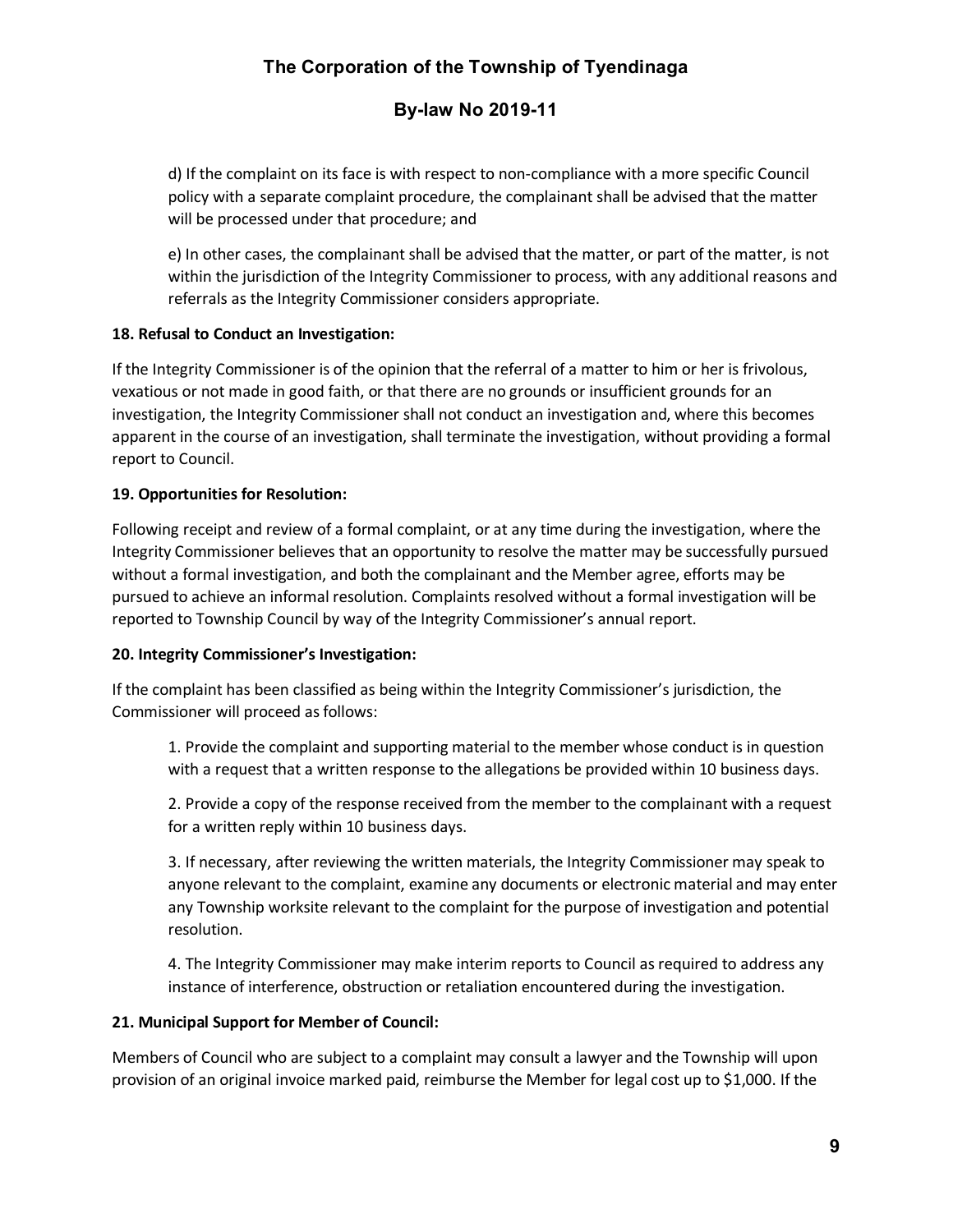d) If the complaint on its face is with respect to non-compliance with a more specific Council policy with a separate complaint procedure, the complainant shall be advised that the matter will be processed under that procedure; and

e) In other cases, the complainant shall be advised that the matter, or part of the matter, is not within the jurisdiction of the Integrity Commissioner to process, with any additional reasons and referrals as the Integrity Commissioner considers appropriate.

**18. Refusal to Conduct an Investigation:**

If the Integrity Commissioner is of the opinion that the referral of a matter to him or her is frivolous, vexatious or not made in good faith, or that there are no grounds or insufficient grounds for an investigation, the Integrity Commissioner shall not conduct an investigation and, where this becomes apparent in the course of an investigation, shall terminate the investigation, without providing a formal report to Council.

**19. Opportunities for Resolution:**

Following receipt and review of a formal complaint, or at any time during the investigation, where the Integrity Commissioner believes that an opportunity to resolve the matter may be successfully pursued without a formal investigation, and both the complainant and the Member agree, efforts may be pursued to achieve an informal resolution. Complaints resolved without a formal investigation will be reported to Township Council by way of the Integrity Commissioner's annual report.

**20. Integrity Commissioner's Investigation:**

If the complaint has been classified as being within the Integrity Commissioner's jurisdiction, the Commissioner will proceed as follows:

1. Provide the complaint and supporting material to the member whose conduct is in question with a request that a written response to the allegations be provided within 10 business days.

2. Provide a copy of the response received from the member to the complainant with a request for a written reply within 10 business days.

3. If necessary, after reviewing the written materials, the Integrity Commissioner may speak to anyone relevant to the complaint, examine any documents or electronic material and may enter any Township worksite relevant to the complaint for the purpose of investigation and potential resolution.

4. The Integrity Commissioner may make interim reports to Council as required to address any instance of interference, obstruction or retaliation encountered during the investigation.

**21. Municipal Support for Member of Council:**

Members of Council who are subject to a complaint may consult a lawyer and the Township will upon provision of an original invoice marked paid, reimburse the Member for legal cost up to $1,000. If the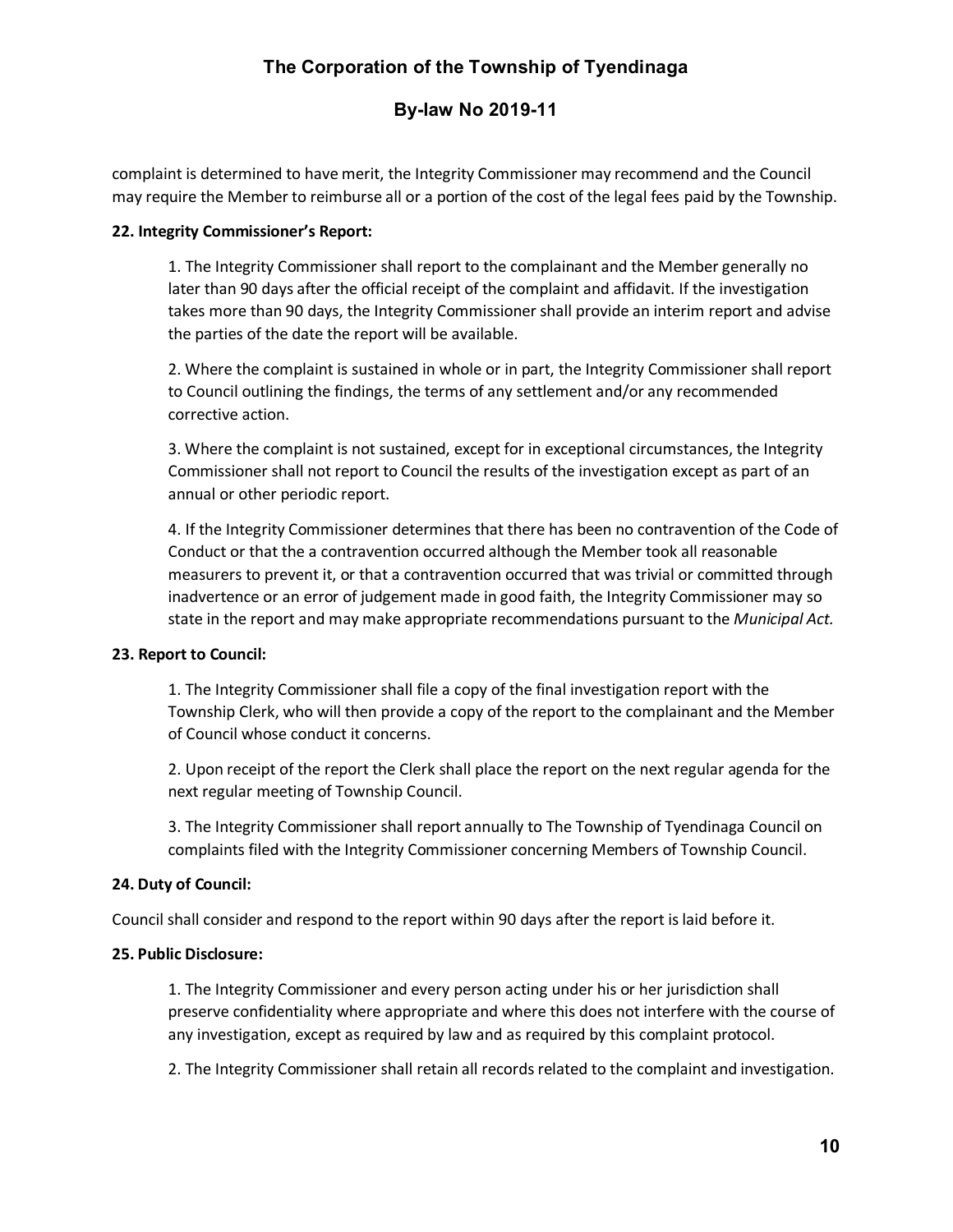complaint is determined to have merit, the Integrity Commissioner may recommend and the Council may require the Member to reimburse all or a portion of the cost of the legal fees paid by the Township.

**22. Integrity Commissioner's Report:**

1. The Integrity Commissioner shall report to the complainant and the Member generally no later than 90 days after the official receipt of the complaint and affidavit. If the investigation takes more than 90 days, the Integrity Commissioner shall provide an interim report and advise the parties of the date the report will be available.

2. Where the complaint is sustained in whole or in part, the Integrity Commissioner shall report to Council outlining the findings, the terms of any settlement and/or any recommended corrective action.

3. Where the complaint is not sustained, except for in exceptional circumstances, the Integrity Commissioner shall not report to Council the results of the investigation except as part of an annual or other periodic report.

4. If the Integrity Commissioner determines that there has been no contravention of the Code of Conduct or that the a contravention occurred although the Member took all reasonable measurers to prevent it, or that a contravention occurred that was trivial or committed through inadvertence or an error of judgement made in good faith, the Integrity Commissioner may so state in the report and may make appropriate recommendations pursuant to the *Municipal Act.*

**23. Report to Council:**

1. The Integrity Commissioner shall file a copy of the final investigation report with the Township Clerk, who will then provide a copy of the report to the complainant and the Member of Council whose conduct it concerns.

2. Upon receipt of the report the Clerk shall place the report on the next regular agenda for the next regular meeting of Township Council.

3. The Integrity Commissioner shall report annually to The Township of Tyendinaga Council on complaints filed with the Integrity Commissioner concerning Members of Township Council.

**24. Duty of Council:**

Council shall consider and respond to the report within 90 days after the report is laid before it.

**25. Public Disclosure:**

1. The Integrity Commissioner and every person acting under his or her jurisdiction shall preserve confidentiality where appropriate and where this does not interfere with the course of any investigation, except as required by law and as required by this complaint protocol.

2. The Integrity Commissioner shall retain all records related to the complaint and investigation.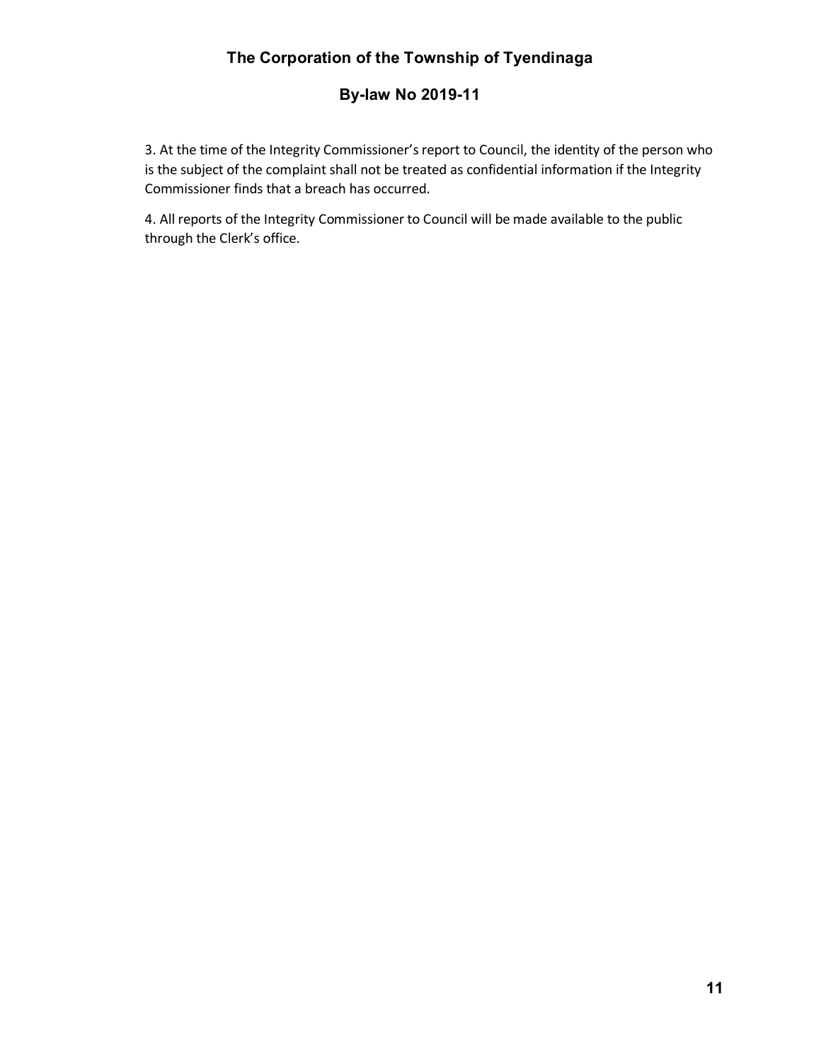3. At the time of the Integrity Commissioner's report to Council, the identity of the person who is the subject of the complaint shall not be treated as confidential information if the Integrity Commissioner finds that a breach has occurred.

4. All reports of the Integrity Commissioner to Council will be made available to the public through the Clerk's office.